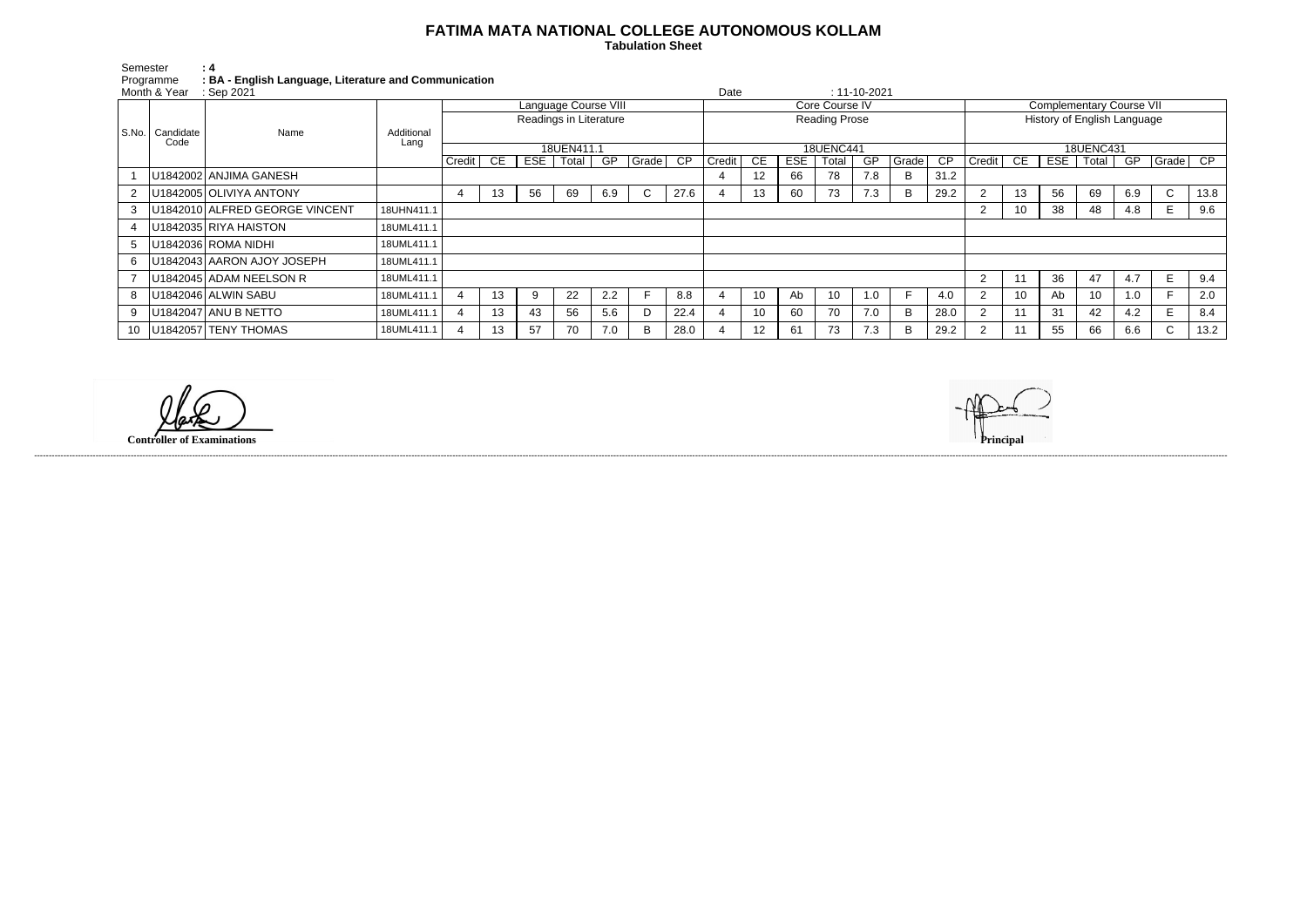# FATIMA MATA NATIONAL COLLEGE AUTONOMOUS KOLLAM

**Tabulation Sheet**

Semester : 4
Programme : BA - English Language, Literature and Communication
Month & Year : Sep 2021 Date : 11-10-2021

| S.No. | Candidate Code | Name | Additional Lang | Language Course VIII | | | | | | | Core Course IV | | | | | | | Complementary Course VII | | | | | | |
|---|---|---|---|---|---|---|---|---|---|---|---|---|---|---|---|---|---|---|---|---|---|---|---|---|
| | | | | Readings in Literature | | | | | | | Reading Prose | | | | | | | History of English Language | | | | | | |
| | | | | 18UEN411.1 | | | | | | | 18UENC441 | | | | | | | 18UENC431 | | | | | | |
| | | | | Credit | CE | ESE | Total | GP | Grade | CP | Credit | CE | ESE | Total | GP | Grade | CP | Credit | CE | ESE | Total | GP | Grade | CP |
| 1 | U1842002 | ANJIMA GANESH | | | | | | | | | 4 | 12 | 66 | 78 | 7.8 | B | 31.2 | | | | | | | |
| 2 | U1842005 | OLIVIYA ANTONY | | 4 | 13 | 56 | 69 | 6.9 | C | 27.6 | 4 | 13 | 60 | 73 | 7.3 | B | 29.2 | 2 | 13 | 56 | 69 | 6.9 | C | 13.8 |
| 3 | U1842010 | ALFRED GEORGE VINCENT | 18UHN411.1 | | | | | | | | | | | | | | | 2 | 10 | 38 | 48 | 4.8 | E | 9.6 |
| 4 | U1842035 | RIYA HAISTON | 18UML411.1 | | | | | | | | | | | | | | | | | | | | | |
| 5 | U1842036 | ROMA NIDHI | 18UML411.1 | | | | | | | | | | | | | | | | | | | | | |
| 6 | U1842043 | AARON AJOY JOSEPH | 18UML411.1 | | | | | | | | | | | | | | | | | | | | | |
| 7 | U1842045 | ADAM NEELSON R | 18UML411.1 | | | | | | | | | | | | | | | 2 | 11 | 36 | 47 | 4.7 | E | 9.4 |
| 8 | U1842046 | ALWIN SABU | 18UML411.1 | 4 | 13 | 9 | 22 | 2.2 | F | 8.8 | 4 | 10 | Ab | 10 | 1.0 | F | 4.0 | 2 | 10 | Ab | 10 | 1.0 | F | 2.0 |
| 9 | U1842047 | ANU B NETTO | 18UML411.1 | 4 | 13 | 43 | 56 | 5.6 | D | 22.4 | 4 | 10 | 60 | 70 | 7.0 | B | 28.0 | 2 | 11 | 31 | 42 | 4.2 | E | 8.4 |
| 10 | U1842057 | TENY THOMAS | 18UML411.1 | 4 | 13 | 57 | 70 | 7.0 | B | 28.0 | 4 | 12 | 61 | 73 | 7.3 | B | 29.2 | 2 | 11 | 55 | 66 | 6.6 | C | 13.2 |

**Controller of Examinations** **Principal**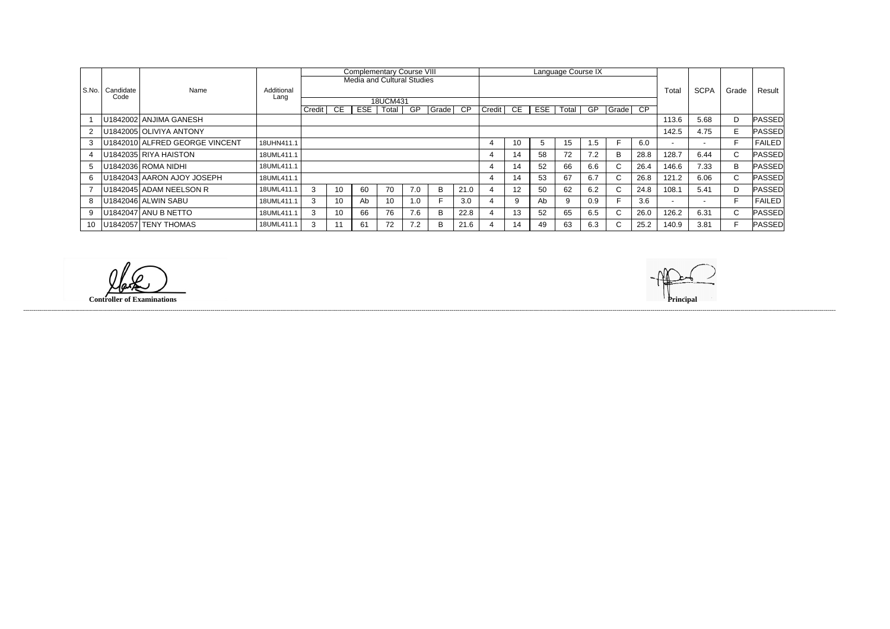| S.No. | Candidate Code | Name | Additional Lang | Complementary Course VIII Media and Cultural Studies 18UCM431 | | | | | | | Language Course IX | | | | | | | Total | SCPA | Grade | Result |
|---|---|---|---|---|---|---|---|---|---|---|---|---|---|---|---|---|---|---|---|---|---|
| | | | | Credit | CE | ESE | Total | GP | Grade | CP | Credit | CE | ESE | Total | GP | Grade | CP | | | | |
| 1 | U1842002 | ANJIMA GANESH | | | | | | | | | | | | | | | | 113.6 | 5.68 | D | PASSED |
| 2 | U1842005 | OLIVIYA ANTONY | | | | | | | | | | | | | | | | 142.5 | 4.75 | E | PASSED |
| 3 | U1842010 | ALFRED GEORGE VINCENT | 18UHN411.1 | | | | | | | | 4 | 10 | 5 | 15 | 1.5 | F | 6.0 | - | - | F | FAILED |
| 4 | U1842035 | RIYA HAISTON | 18UML411.1 | | | | | | | | 4 | 14 | 58 | 72 | 7.2 | B | 28.8 | 128.7 | 6.44 | C | PASSED |
| 5 | U1842036 | ROMA NIDHI | 18UML411.1 | | | | | | | | 4 | 14 | 52 | 66 | 6.6 | C | 26.4 | 146.6 | 7.33 | B | PASSED |
| 6 | U1842043 | AARON AJOY JOSEPH | 18UML411.1 | | | | | | | | 4 | 14 | 53 | 67 | 6.7 | C | 26.8 | 121.2 | 6.06 | C | PASSED |
| 7 | U1842045 | ADAM NEELSON R | 18UML411.1 | 3 | 10 | 60 | 70 | 7.0 | B | 21.0 | 4 | 12 | 50 | 62 | 6.2 | C | 24.8 | 108.1 | 5.41 | D | PASSED |
| 8 | U1842046 | ALWIN SABU | 18UML411.1 | 3 | 10 | Ab | 10 | 1.0 | F | 3.0 | 4 | 9 | Ab | 9 | 0.9 | F | 3.6 | - | - | F | FAILED |
| 9 | U1842047 | ANU B NETTO | 18UML411.1 | 3 | 10 | 66 | 76 | 7.6 | B | 22.8 | 4 | 13 | 52 | 65 | 6.5 | C | 26.0 | 126.2 | 6.31 | C | PASSED |
| 10 | U1842057 | TENY THOMAS | 18UML411.1 | 3 | 11 | 61 | 72 | 7.2 | B | 21.6 | 4 | 14 | 49 | 63 | 6.3 | C | 25.2 | 140.9 | 3.81 | F | PASSED |

**Controller of Examinations**

**Principal**